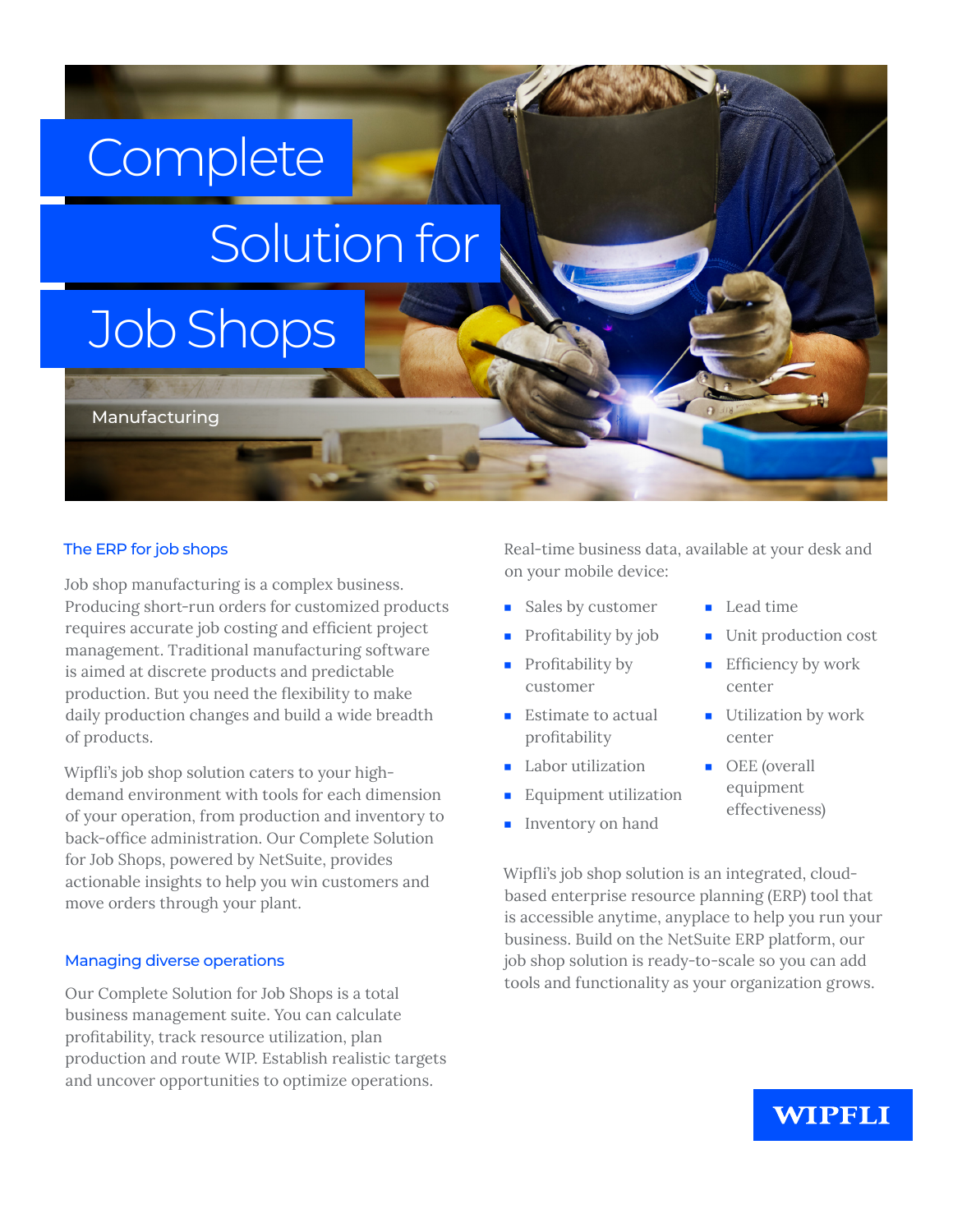# Complete Solution for Job Shops

Manufacturing

## The ERP for job shops

Job shop manufacturing is a complex business. Producing short-run orders for customized products requires accurate job costing and efficient project management. Traditional manufacturing software is aimed at discrete products and predictable production. But you need the flexibility to make daily production changes and build a wide breadth of products.

Wipfli's job shop solution caters to your high-demand environment with tools for each dimension of your operation, from production and inventory to back-office administration. Our Complete Solution for Job Shops, powered by NetSuite, provides actionable insights to help you win customers and move orders through your plant.

## Managing diverse operations

Our Complete Solution for Job Shops is a total business management suite. You can calculate profitability, track resource utilization, plan production and route WIP. Establish realistic targets and uncover opportunities to optimize operations.

Real-time business data, available at your desk and on your mobile device:

- Sales by customer
- Profitability by job
- Profitability by customer
- Estimate to actual profitability
- Labor utilization
- Equipment utilization
- Inventory on hand
- Lead time
- Unit production cost
- Efficiency by work center
- Utilization by work center
- OEE (overall equipment effectiveness)

Wipfli's job shop solution is an integrated, cloud-based enterprise resource planning (ERP) tool that is accessible anytime, anyplace to help you run your business. Build on the NetSuite ERP platform, our job shop solution is ready-to-scale so you can add tools and functionality as your organization grows.

WIPFLI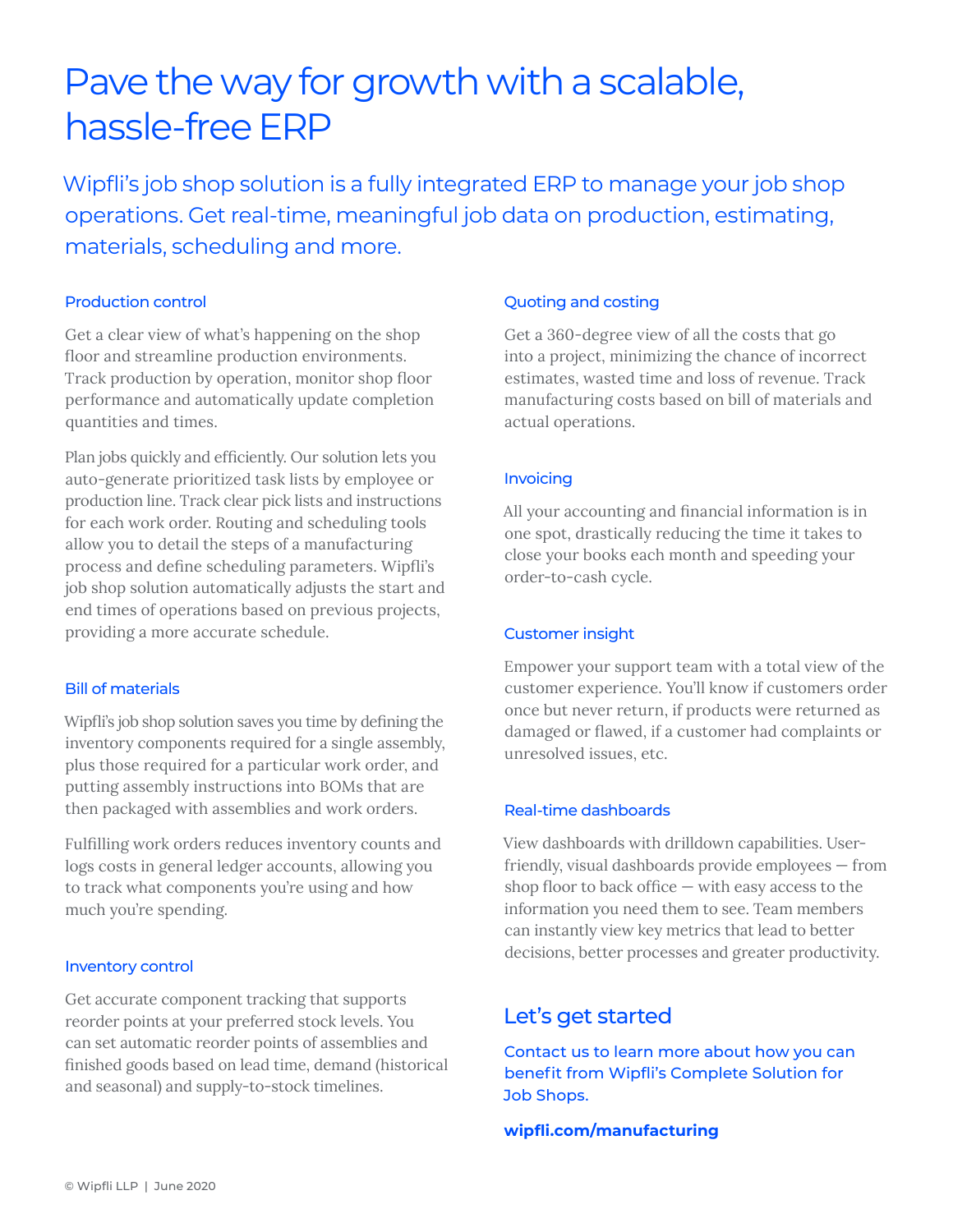# Pave the way for growth with a scalable, hassle-free ERP

Wipfli's job shop solution is a fully integrated ERP to manage your job shop operations. Get real-time, meaningful job data on production, estimating, materials, scheduling and more.

### Production control

Get a clear view of what's happening on the shop floor and streamline production environments. Track production by operation, monitor shop floor performance and automatically update completion quantities and times.

Plan jobs quickly and efficiently. Our solution lets you auto-generate prioritized task lists by employee or production line. Track clear pick lists and instructions for each work order. Routing and scheduling tools allow you to detail the steps of a manufacturing process and define scheduling parameters. Wipfli's job shop solution automatically adjusts the start and end times of operations based on previous projects, providing a more accurate schedule.

### Bill of materials

Wipfli's job shop solution saves you time by defining the inventory components required for a single assembly, plus those required for a particular work order, and putting assembly instructions into BOMs that are then packaged with assemblies and work orders.

Fulfilling work orders reduces inventory counts and logs costs in general ledger accounts, allowing you to track what components you're using and how much you're spending.

### Inventory control

Get accurate component tracking that supports reorder points at your preferred stock levels. You can set automatic reorder points of assemblies and finished goods based on lead time, demand (historical and seasonal) and supply-to-stock timelines.

### Quoting and costing

Get a 360-degree view of all the costs that go into a project, minimizing the chance of incorrect estimates, wasted time and loss of revenue. Track manufacturing costs based on bill of materials and actual operations.

### Invoicing

All your accounting and financial information is in one spot, drastically reducing the time it takes to close your books each month and speeding your order-to-cash cycle.

### Customer insight

Empower your support team with a total view of the customer experience. You'll know if customers order once but never return, if products were returned as damaged or flawed, if a customer had complaints or unresolved issues, etc.

### Real-time dashboards

View dashboards with drilldown capabilities. User-friendly, visual dashboards provide employees — from shop floor to back office — with easy access to the information you need them to see. Team members can instantly view key metrics that lead to better decisions, better processes and greater productivity.

## Let's get started

Contact us to learn more about how you can benefit from Wipfli's Complete Solution for Job Shops.

**wipfli.com/manufacturing**

© Wipfli LLP | June 2020